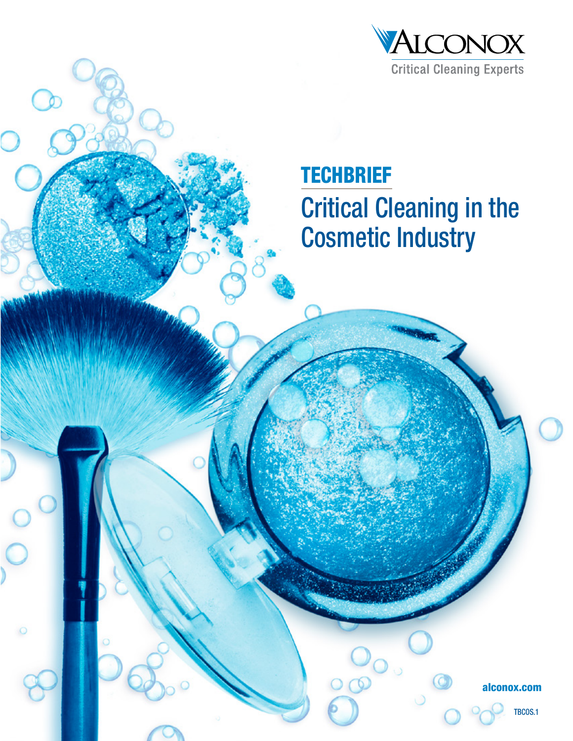ALCONOX

Critical Cleaning Experts

# TECHBRIEF

## Critical Cleaning in the Cosmetic Industry

alconox.com

TBCOS.1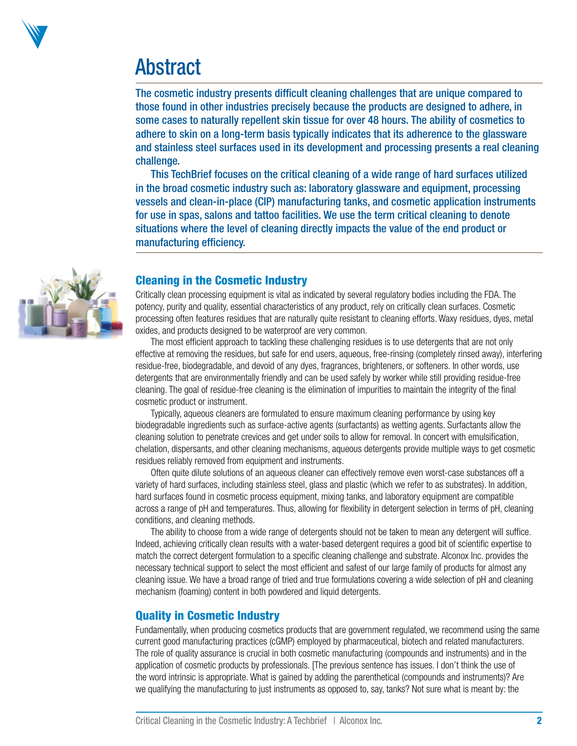## Abstract

The cosmetic industry presents difficult cleaning challenges that are unique compared to those found in other industries precisely because the products are designed to adhere, in some cases to naturally repellent skin tissue for over 48 hours. The ability of cosmetics to adhere to skin on a long-term basis typically indicates that its adherence to the glassware and stainless steel surfaces used in its development and processing presents a real cleaning challenge.

This TechBrief focuses on the critical cleaning of a wide range of hard surfaces utilized in the broad cosmetic industry such as: laboratory glassware and equipment, processing vessels and clean-in-place (CIP) manufacturing tanks, and cosmetic application instruments for use in spas, salons and tattoo facilities. We use the term critical cleaning to denote situations where the level of cleaning directly impacts the value of the end product or manufacturing efficiency.

### Cleaning in the Cosmetic Industry

Critically clean processing equipment is vital as indicated by several regulatory bodies including the FDA. The potency, purity and quality, essential characteristics of any product, rely on critically clean surfaces. Cosmetic processing often features residues that are naturally quite resistant to cleaning efforts. Waxy residues, dyes, metal oxides, and products designed to be waterproof are very common.

The most efficient approach to tackling these challenging residues is to use detergents that are not only effective at removing the residues, but safe for end users, aqueous, free-rinsing (completely rinsed away), interfering residue-free, biodegradable, and devoid of any dyes, fragrances, brighteners, or softeners. In other words, use detergents that are environmentally friendly and can be used safely by worker while still providing residue-free cleaning. The goal of residue-free cleaning is the elimination of impurities to maintain the integrity of the final cosmetic product or instrument.

Typically, aqueous cleaners are formulated to ensure maximum cleaning performance by using key biodegradable ingredients such as surface-active agents (surfactants) as wetting agents. Surfactants allow the cleaning solution to penetrate crevices and get under soils to allow for removal. In concert with emulsification, chelation, dispersants, and other cleaning mechanisms, aqueous detergents provide multiple ways to get cosmetic residues reliably removed from equipment and instruments.

Often quite dilute solutions of an aqueous cleaner can effectively remove even worst-case substances off a variety of hard surfaces, including stainless steel, glass and plastic (which we refer to as substrates). In addition, hard surfaces found in cosmetic process equipment, mixing tanks, and laboratory equipment are compatible across a range of pH and temperatures. Thus, allowing for flexibility in detergent selection in terms of pH, cleaning conditions, and cleaning methods.

The ability to choose from a wide range of detergents should not be taken to mean any detergent will suffice. Indeed, achieving critically clean results with a water-based detergent requires a good bit of scientific expertise to match the correct detergent formulation to a specific cleaning challenge and substrate. Alconox Inc. provides the necessary technical support to select the most efficient and safest of our large family of products for almost any cleaning issue. We have a broad range of tried and true formulations covering a wide selection of pH and cleaning mechanism (foaming) content in both powdered and liquid detergents.

### Quality in Cosmetic Industry

Fundamentally, when producing cosmetics products that are government regulated, we recommend using the same current good manufacturing practices (cGMP) employed by pharmaceutical, biotech and related manufacturers. The role of quality assurance is crucial in both cosmetic manufacturing (compounds and instruments) and in the application of cosmetic products by professionals. [The previous sentence has issues. I don't think the use of the word intrinsic is appropriate. What is gained by adding the parenthetical (compounds and instruments)? Are we qualifying the manufacturing to just instruments as opposed to, say, tanks? Not sure what is meant by: the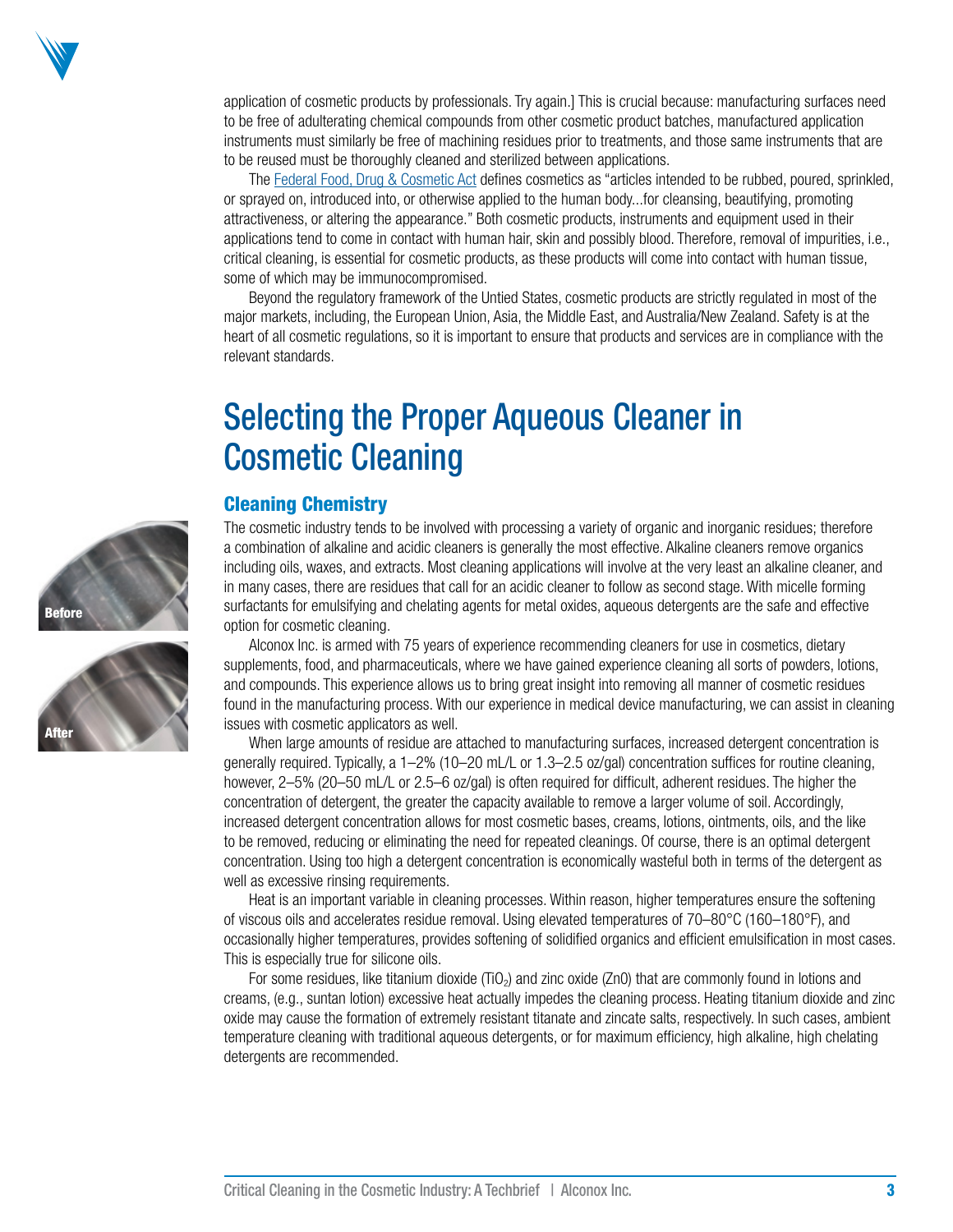application of cosmetic products by professionals. Try again.] This is crucial because: manufacturing surfaces need to be free of adulterating chemical compounds from other cosmetic product batches, manufactured application instruments must similarly be free of machining residues prior to treatments, and those same instruments that are to be reused must be thoroughly cleaned and sterilized between applications.

The Federal Food, Drug & Cosmetic Act defines cosmetics as "articles intended to be rubbed, poured, sprinkled, or sprayed on, introduced into, or otherwise applied to the human body...for cleansing, beautifying, promoting attractiveness, or altering the appearance." Both cosmetic products, instruments and equipment used in their applications tend to come in contact with human hair, skin and possibly blood. Therefore, removal of impurities, i.e., critical cleaning, is essential for cosmetic products, as these products will come into contact with human tissue, some of which may be immunocompromised.

Beyond the regulatory framework of the Untied States, cosmetic products are strictly regulated in most of the major markets, including, the European Union, Asia, the Middle East, and Australia/New Zealand. Safety is at the heart of all cosmetic regulations, so it is important to ensure that products and services are in compliance with the relevant standards.

# Selecting the Proper Aqueous Cleaner in Cosmetic Cleaning

## Cleaning Chemistry

The cosmetic industry tends to be involved with processing a variety of organic and inorganic residues; therefore a combination of alkaline and acidic cleaners is generally the most effective. Alkaline cleaners remove organics including oils, waxes, and extracts. Most cleaning applications will involve at the very least an alkaline cleaner, and in many cases, there are residues that call for an acidic cleaner to follow as second stage. With micelle forming surfactants for emulsifying and chelating agents for metal oxides, aqueous detergents are the safe and effective option for cosmetic cleaning.

Before

After

Alconox Inc. is armed with 75 years of experience recommending cleaners for use in cosmetics, dietary supplements, food, and pharmaceuticals, where we have gained experience cleaning all sorts of powders, lotions, and compounds. This experience allows us to bring great insight into removing all manner of cosmetic residues found in the manufacturing process. With our experience in medical device manufacturing, we can assist in cleaning issues with cosmetic applicators as well.

When large amounts of residue are attached to manufacturing surfaces, increased detergent concentration is generally required. Typically, a 1–2% (10–20 mL/L or 1.3–2.5 oz/gal) concentration suffices for routine cleaning, however, 2–5% (20–50 mL/L or 2.5–6 oz/gal) is often required for difficult, adherent residues. The higher the concentration of detergent, the greater the capacity available to remove a larger volume of soil. Accordingly, increased detergent concentration allows for most cosmetic bases, creams, lotions, ointments, oils, and the like to be removed, reducing or eliminating the need for repeated cleanings. Of course, there is an optimal detergent concentration. Using too high a detergent concentration is economically wasteful both in terms of the detergent as well as excessive rinsing requirements.

Heat is an important variable in cleaning processes. Within reason, higher temperatures ensure the softening of viscous oils and accelerates residue removal. Using elevated temperatures of 70–80°C (160–180°F), and occasionally higher temperatures, provides softening of solidified organics and efficient emulsification in most cases. This is especially true for silicone oils.

For some residues, like titanium dioxide ($TiO_2$) and zinc oxide (Zn0) that are commonly found in lotions and creams, (e.g., suntan lotion) excessive heat actually impedes the cleaning process. Heating titanium dioxide and zinc oxide may cause the formation of extremely resistant titanate and zincate salts, respectively. In such cases, ambient temperature cleaning with traditional aqueous detergents, or for maximum efficiency, high alkaline, high chelating detergents are recommended.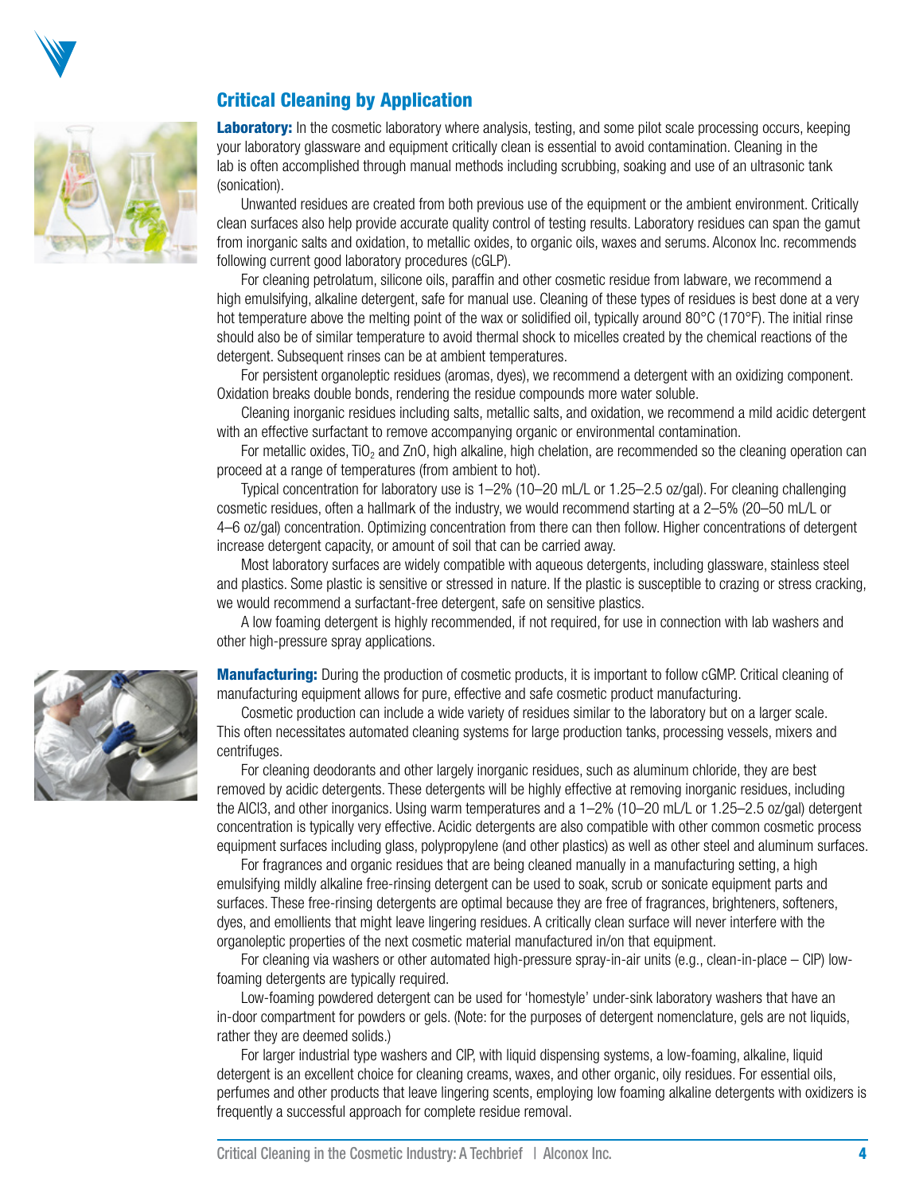## Critical Cleaning by Application

**Laboratory:** In the cosmetic laboratory where analysis, testing, and some pilot scale processing occurs, keeping your laboratory glassware and equipment critically clean is essential to avoid contamination. Cleaning in the lab is often accomplished through manual methods including scrubbing, soaking and use of an ultrasonic tank (sonication).

Unwanted residues are created from both previous use of the equipment or the ambient environment. Critically clean surfaces also help provide accurate quality control of testing results. Laboratory residues can span the gamut from inorganic salts and oxidation, to metallic oxides, to organic oils, waxes and serums. Alconox Inc. recommends following current good laboratory procedures (cGLP).

For cleaning petrolatum, silicone oils, paraffin and other cosmetic residue from labware, we recommend a high emulsifying, alkaline detergent, safe for manual use. Cleaning of these types of residues is best done at a very hot temperature above the melting point of the wax or solidified oil, typically around 80°C (170°F). The initial rinse should also be of similar temperature to avoid thermal shock to micelles created by the chemical reactions of the detergent. Subsequent rinses can be at ambient temperatures.

For persistent organoleptic residues (aromas, dyes), we recommend a detergent with an oxidizing component. Oxidation breaks double bonds, rendering the residue compounds more water soluble.

Cleaning inorganic residues including salts, metallic salts, and oxidation, we recommend a mild acidic detergent with an effective surfactant to remove accompanying organic or environmental contamination.

For metallic oxides, $TiO_2$ and ZnO, high alkaline, high chelation, are recommended so the cleaning operation can proceed at a range of temperatures (from ambient to hot).

Typical concentration for laboratory use is 1–2% (10–20 mL/L or 1.25–2.5 oz/gal). For cleaning challenging cosmetic residues, often a hallmark of the industry, we would recommend starting at a 2–5% (20–50 mL/L or 4–6 oz/gal) concentration. Optimizing concentration from there can then follow. Higher concentrations of detergent increase detergent capacity, or amount of soil that can be carried away.

Most laboratory surfaces are widely compatible with aqueous detergents, including glassware, stainless steel and plastics. Some plastic is sensitive or stressed in nature. If the plastic is susceptible to crazing or stress cracking, we would recommend a surfactant-free detergent, safe on sensitive plastics.

A low foaming detergent is highly recommended, if not required, for use in connection with lab washers and other high-pressure spray applications.

**Manufacturing:** During the production of cosmetic products, it is important to follow cGMP. Critical cleaning of manufacturing equipment allows for pure, effective and safe cosmetic product manufacturing.

Cosmetic production can include a wide variety of residues similar to the laboratory but on a larger scale. This often necessitates automated cleaning systems for large production tanks, processing vessels, mixers and centrifuges.

For cleaning deodorants and other largely inorganic residues, such as aluminum chloride, they are best removed by acidic detergents. These detergents will be highly effective at removing inorganic residues, including the $AlCl_3$, and other inorganics. Using warm temperatures and a 1–2% (10–20 mL/L or 1.25–2.5 oz/gal) detergent concentration is typically very effective. Acidic detergents are also compatible with other common cosmetic process equipment surfaces including glass, polypropylene (and other plastics) as well as other steel and aluminum surfaces.

For fragrances and organic residues that are being cleaned manually in a manufacturing setting, a high emulsifying mildly alkaline free-rinsing detergent can be used to soak, scrub or sonicate equipment parts and surfaces. These free-rinsing detergents are optimal because they are free of fragrances, brighteners, softeners, dyes, and emollients that might leave lingering residues. A critically clean surface will never interfere with the organoleptic properties of the next cosmetic material manufactured in/on that equipment.

For cleaning via washers or other automated high-pressure spray-in-air units (e.g., clean-in-place – CIP) low-foaming detergents are typically required.

Low-foaming powdered detergent can be used for 'homestyle' under-sink laboratory washers that have an in-door compartment for powders or gels. (Note: for the purposes of detergent nomenclature, gels are not liquids, rather they are deemed solids.)

For larger industrial type washers and CIP, with liquid dispensing systems, a low-foaming, alkaline, liquid detergent is an excellent choice for cleaning creams, waxes, and other organic, oily residues. For essential oils, perfumes and other products that leave lingering scents, employing low foaming alkaline detergents with oxidizers is frequently a successful approach for complete residue removal.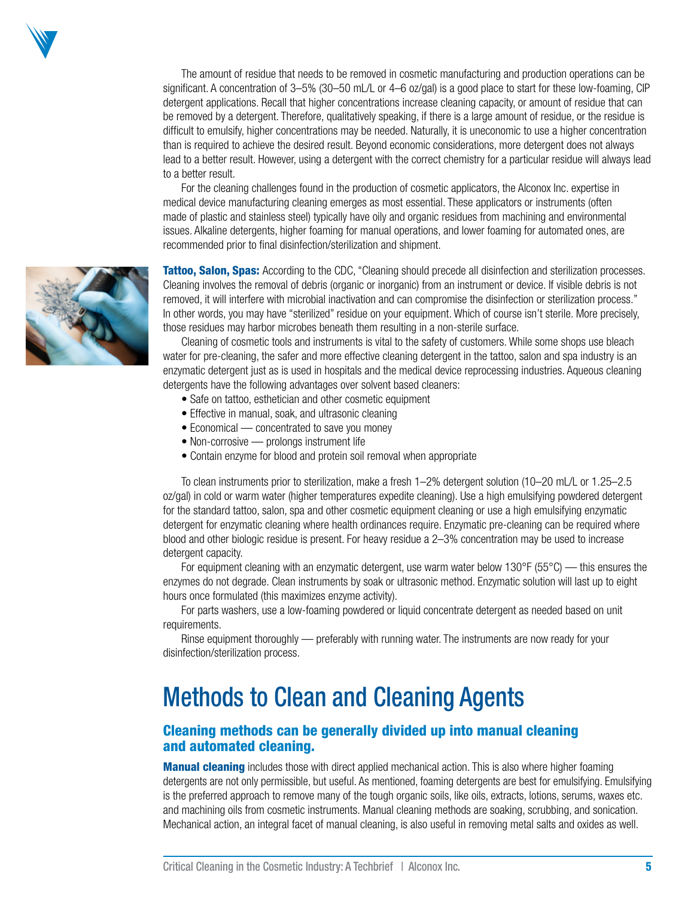The amount of residue that needs to be removed in cosmetic manufacturing and production operations can be significant. A concentration of 3–5% (30–50 mL/L or 4–6 oz/gal) is a good place to start for these low-foaming, CIP detergent applications. Recall that higher concentrations increase cleaning capacity, or amount of residue that can be removed by a detergent. Therefore, qualitatively speaking, if there is a large amount of residue, or the residue is difficult to emulsify, higher concentrations may be needed. Naturally, it is uneconomic to use a higher concentration than is required to achieve the desired result. Beyond economic considerations, more detergent does not always lead to a better result. However, using a detergent with the correct chemistry for a particular residue will always lead to a better result.

For the cleaning challenges found in the production of cosmetic applicators, the Alconox Inc. expertise in medical device manufacturing cleaning emerges as most essential. These applicators or instruments (often made of plastic and stainless steel) typically have oily and organic residues from machining and environmental issues. Alkaline detergents, higher foaming for manual operations, and lower foaming for automated ones, are recommended prior to final disinfection/sterilization and shipment.

**Tattoo, Salon, Spas:** According to the CDC, "Cleaning should precede all disinfection and sterilization processes. Cleaning involves the removal of debris (organic or inorganic) from an instrument or device. If visible debris is not removed, it will interfere with microbial inactivation and can compromise the disinfection or sterilization process." In other words, you may have "sterilized" residue on your equipment. Which of course isn't sterile. More precisely, those residues may harbor microbes beneath them resulting in a non-sterile surface.

Cleaning of cosmetic tools and instruments is vital to the safety of customers. While some shops use bleach water for pre-cleaning, the safer and more effective cleaning detergent in the tattoo, salon and spa industry is an enzymatic detergent just as is used in hospitals and the medical device reprocessing industries. Aqueous cleaning detergents have the following advantages over solvent based cleaners:

- Safe on tattoo, esthetician and other cosmetic equipment
- Effective in manual, soak, and ultrasonic cleaning
- Economical — concentrated to save you money
- Non-corrosive — prolongs instrument life
- Contain enzyme for blood and protein soil removal when appropriate

To clean instruments prior to sterilization, make a fresh 1–2% detergent solution (10–20 mL/L or 1.25–2.5 oz/gal) in cold or warm water (higher temperatures expedite cleaning). Use a high emulsifying powdered detergent for the standard tattoo, salon, spa and other cosmetic equipment cleaning or use a high emulsifying enzymatic detergent for enzymatic cleaning where health ordinances require. Enzymatic pre-cleaning can be required where blood and other biologic residue is present. For heavy residue a 2–3% concentration may be used to increase detergent capacity.

For equipment cleaning with an enzymatic detergent, use warm water below 130°F (55°C) — this ensures the enzymes do not degrade. Clean instruments by soak or ultrasonic method. Enzymatic solution will last up to eight hours once formulated (this maximizes enzyme activity).

For parts washers, use a low-foaming powdered or liquid concentrate detergent as needed based on unit requirements.

Rinse equipment thoroughly — preferably with running water. The instruments are now ready for your disinfection/sterilization process.

# Methods to Clean and Cleaning Agents

### Cleaning methods can be generally divided up into manual cleaning and automated cleaning.

**Manual cleaning** includes those with direct applied mechanical action. This is also where higher foaming detergents are not only permissible, but useful. As mentioned, foaming detergents are best for emulsifying. Emulsifying is the preferred approach to remove many of the tough organic soils, like oils, extracts, lotions, serums, waxes etc. and machining oils from cosmetic instruments. Manual cleaning methods are soaking, scrubbing, and sonication. Mechanical action, an integral facet of manual cleaning, is also useful in removing metal salts and oxides as well.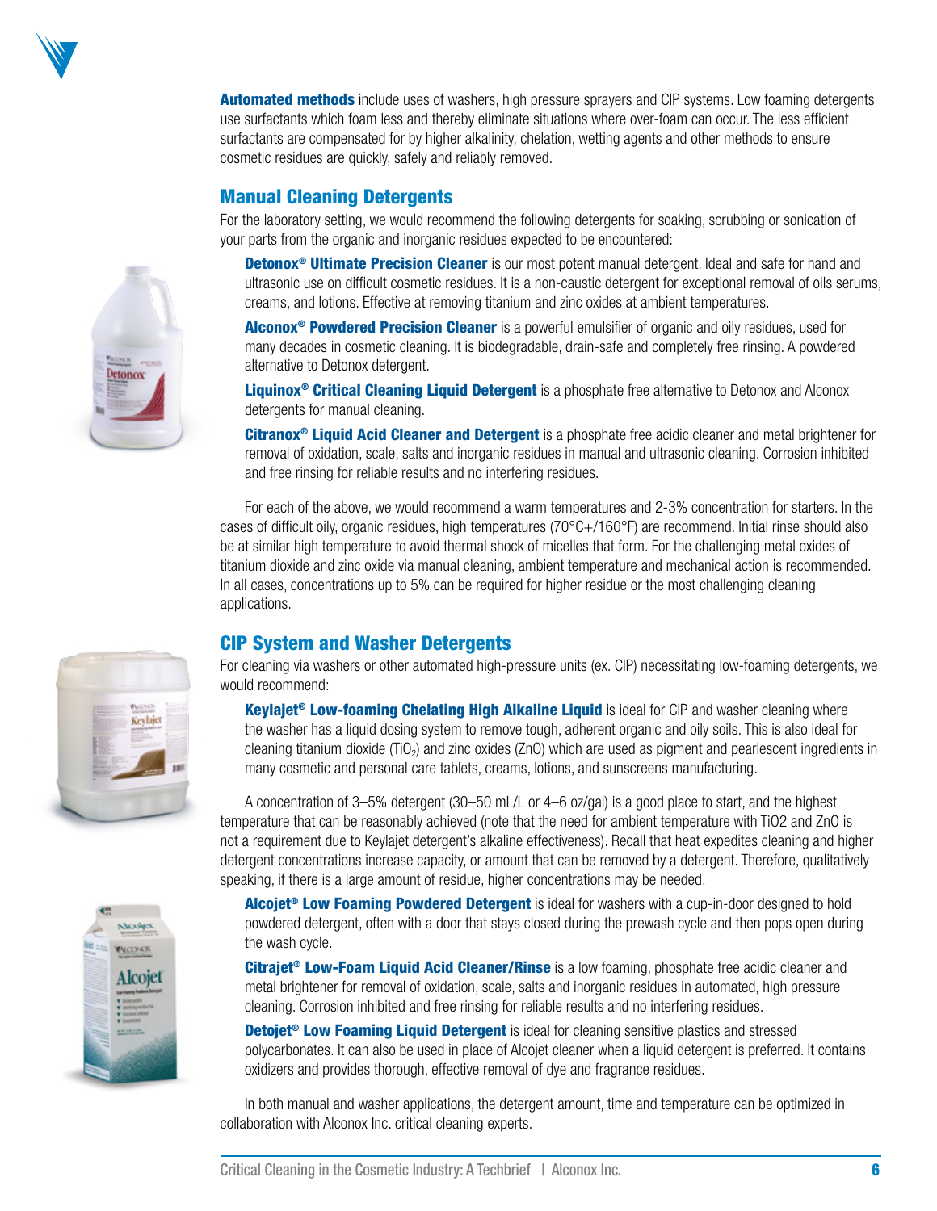**Automated methods** include uses of washers, high pressure sprayers and CIP systems. Low foaming detergents use surfactants which foam less and thereby eliminate situations where over-foam can occur. The less efficient surfactants are compensated for by higher alkalinity, chelation, wetting agents and other methods to ensure cosmetic residues are quickly, safely and reliably removed.

## Manual Cleaning Detergents

For the laboratory setting, we would recommend the following detergents for soaking, scrubbing or sonication of your parts from the organic and inorganic residues expected to be encountered:

**Detonox® Ultimate Precision Cleaner** is our most potent manual detergent. Ideal and safe for hand and ultrasonic use on difficult cosmetic residues. It is a non-caustic detergent for exceptional removal of oils serums, creams, and lotions. Effective at removing titanium and zinc oxides at ambient temperatures.

**Alconox® Powdered Precision Cleaner** is a powerful emulsifier of organic and oily residues, used for many decades in cosmetic cleaning. It is biodegradable, drain-safe and completely free rinsing. A powdered alternative to Detonox detergent.

**Liquinox® Critical Cleaning Liquid Detergent** is a phosphate free alternative to Detonox and Alconox detergents for manual cleaning.

**Citranox® Liquid Acid Cleaner and Detergent** is a phosphate free acidic cleaner and metal brightener for removal of oxidation, scale, salts and inorganic residues in manual and ultrasonic cleaning. Corrosion inhibited and free rinsing for reliable results and no interfering residues.

For each of the above, we would recommend a warm temperatures and 2-3% concentration for starters. In the cases of difficult oily, organic residues, high temperatures (70°C+/160°F) are recommend. Initial rinse should also be at similar high temperature to avoid thermal shock of micelles that form. For the challenging metal oxides of titanium dioxide and zinc oxide via manual cleaning, ambient temperature and mechanical action is recommended. In all cases, concentrations up to 5% can be required for higher residue or the most challenging cleaning applications.

## CIP System and Washer Detergents

For cleaning via washers or other automated high-pressure units (ex. CIP) necessitating low-foaming detergents, we would recommend:

**Keylajet® Low-foaming Chelating High Alkaline Liquid** is ideal for CIP and washer cleaning where the washer has a liquid dosing system to remove tough, adherent organic and oily soils. This is also ideal for cleaning titanium dioxide ($TiO_2$) and zinc oxides (ZnO) which are used as pigment and pearlescent ingredients in many cosmetic and personal care tablets, creams, lotions, and sunscreens manufacturing.

A concentration of 3–5% detergent (30–50 mL/L or 4–6 oz/gal) is a good place to start, and the highest temperature that can be reasonably achieved (note that the need for ambient temperature with $TiO_2$ and ZnO is not a requirement due to Keylajet detergent's alkaline effectiveness). Recall that heat expedites cleaning and higher detergent concentrations increase capacity, or amount that can be removed by a detergent. Therefore, qualitatively speaking, if there is a large amount of residue, higher concentrations may be needed.

**Alcojet® Low Foaming Powdered Detergent** is ideal for washers with a cup-in-door designed to hold powdered detergent, often with a door that stays closed during the prewash cycle and then pops open during the wash cycle.

**Citrajet® Low-Foam Liquid Acid Cleaner/Rinse** is a low foaming, phosphate free acidic cleaner and metal brightener for removal of oxidation, scale, salts and inorganic residues in automated, high pressure cleaning. Corrosion inhibited and free rinsing for reliable results and no interfering residues.

**Detojet® Low Foaming Liquid Detergent** is ideal for cleaning sensitive plastics and stressed polycarbonates. It can also be used in place of Alcojet cleaner when a liquid detergent is preferred. It contains oxidizers and provides thorough, effective removal of dye and fragrance residues.

In both manual and washer applications, the detergent amount, time and temperature can be optimized in collaboration with Alconox Inc. critical cleaning experts.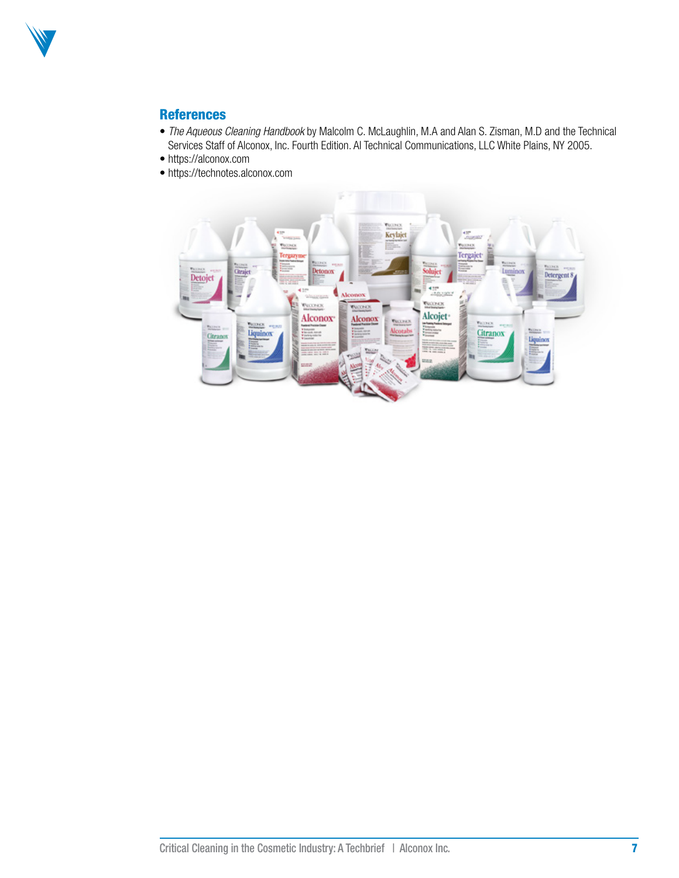## References

- *The Aqueous Cleaning Handbook* by Malcolm C. McLaughlin, M.A and Alan S. Zisman, M.D and the Technical Services Staff of Alconox, Inc. Fourth Edition. Al Technical Communications, LLC White Plains, NY 2005.
- https://alconox.com
- https://technotes.alconox.com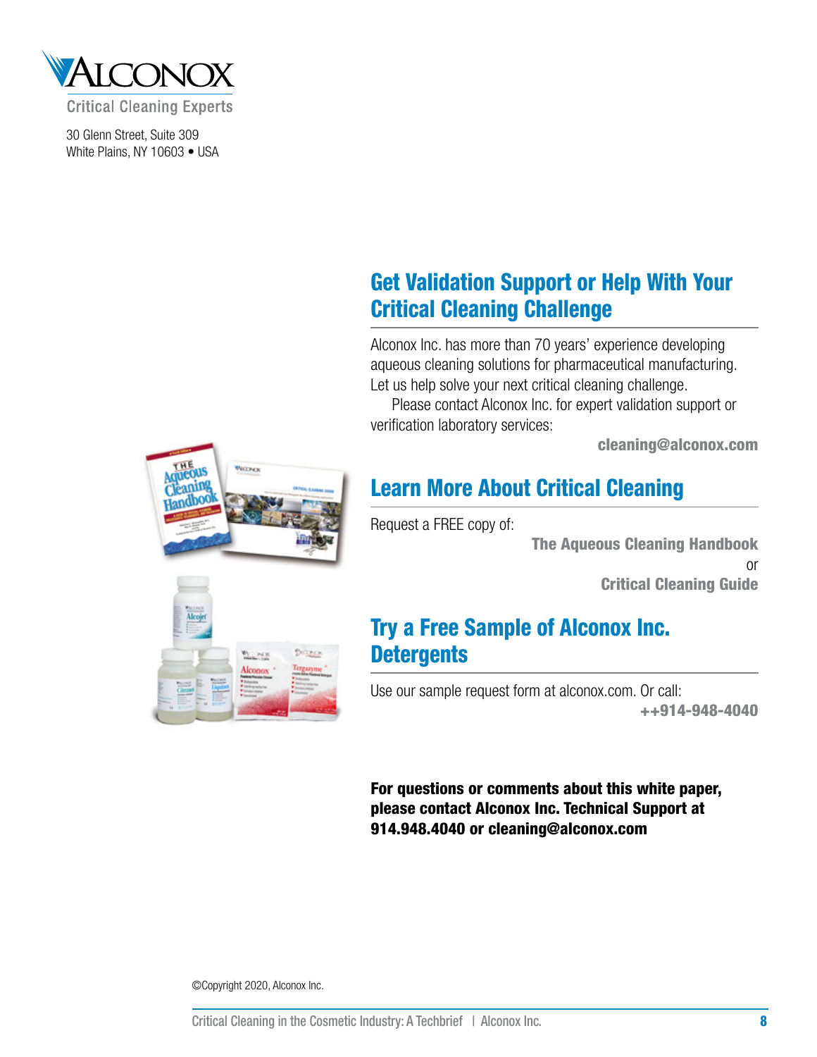ALCONOX
Critical Cleaning Experts

30 Glenn Street, Suite 309
White Plains, NY 10603 • USA

## Get Validation Support or Help With Your Critical Cleaning Challenge

Alconox Inc. has more than 70 years' experience developing aqueous cleaning solutions for pharmaceutical manufacturing. Let us help solve your next critical cleaning challenge.

Please contact Alconox Inc. for expert validation support or verification laboratory services:

**cleaning@alconox.com**

## Learn More About Critical Cleaning

Request a FREE copy of:

**The Aqueous Cleaning Handbook**

or

**Critical Cleaning Guide**

## Try a Free Sample of Alconox Inc. Detergents

Use our sample request form at alconox.com. Or call:

**++914-948-4040**

**For questions or comments about this white paper, please contact Alconox Inc. Technical Support at 914.948.4040 or cleaning@alconox.com**

©Copyright 2020, Alconox Inc.